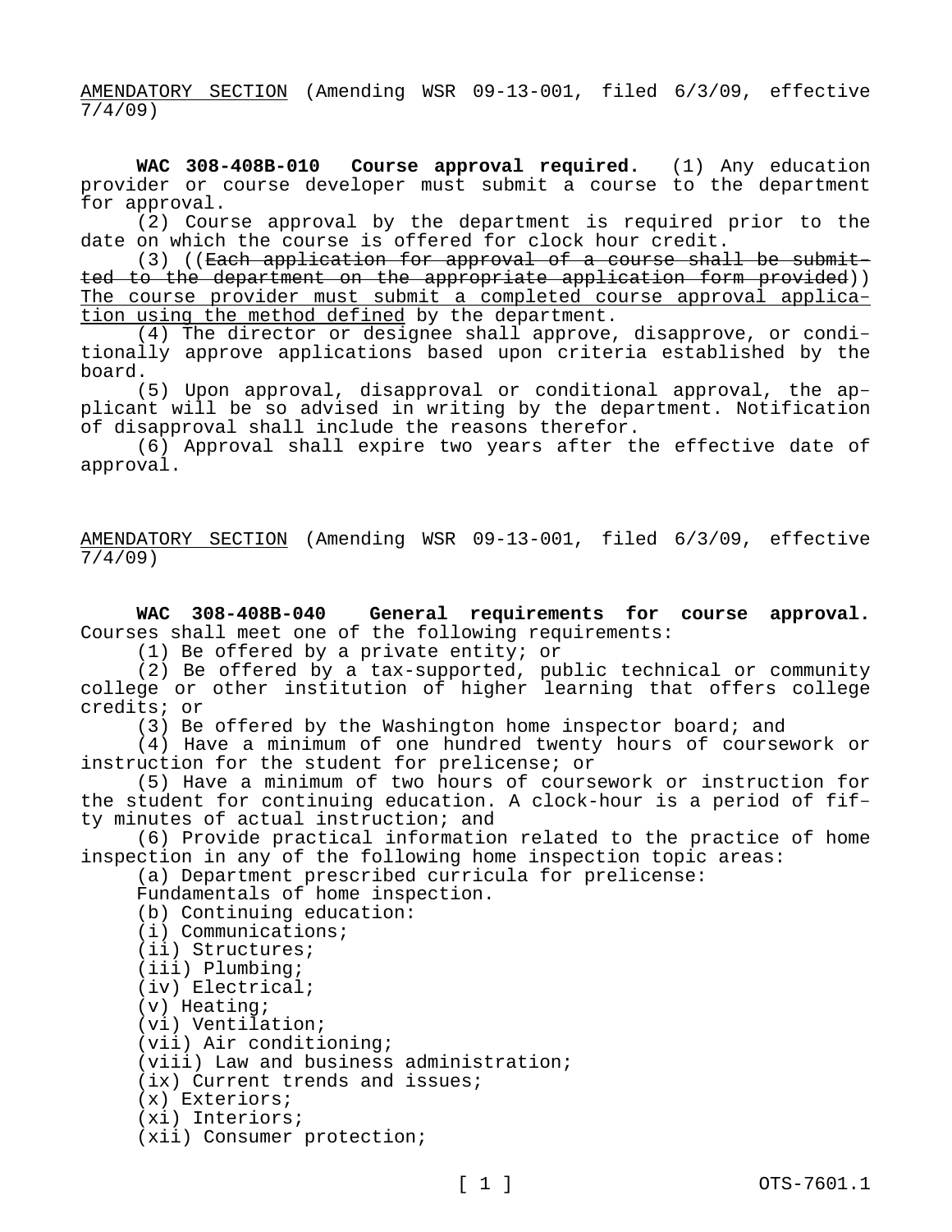AMENDATORY SECTION (Amending WSR 09-13-001, filed 6/3/09, effective 7/4/09)

**WAC 308-408B-010 Course approval required.** (1) Any education provider or course developer must submit a course to the department for approval.

(2) Course approval by the department is required prior to the date on which the course is offered for clock hour credit.

(3) ((~~Each application for approval of a course shall be submitted to the department on the appropriate application form provided~~)) The course provider must submit a completed course approval application using the method defined by the department.

(4) The director or designee shall approve, disapprove, or conditionally approve applications based upon criteria established by the board.

(5) Upon approval, disapproval or conditional approval, the applicant will be so advised in writing by the department. Notification of disapproval shall include the reasons therefor.

(6) Approval shall expire two years after the effective date of approval.

AMENDATORY SECTION (Amending WSR 09-13-001, filed 6/3/09, effective 7/4/09)

**WAC 308-408B-040 General requirements for course approval.** Courses shall meet one of the following requirements:

(1) Be offered by a private entity; or

(2) Be offered by a tax-supported, public technical or community college or other institution of higher learning that offers college credits; or

(3) Be offered by the Washington home inspector board; and

(4) Have a minimum of one hundred twenty hours of coursework or instruction for the student for prelicense; or

(5) Have a minimum of two hours of coursework or instruction for the student for continuing education. A clock-hour is a period of fifty minutes of actual instruction; and

(6) Provide practical information related to the practice of home inspection in any of the following home inspection topic areas:

(a) Department prescribed curricula for prelicense:

Fundamentals of home inspection.

(b) Continuing education:

(i) Communications;

(ii) Structures;

(iii) Plumbing;

(iv) Electrical;

(v) Heating;

(vi) Ventilation;

(vii) Air conditioning;

(viii) Law and business administration;

(ix) Current trends and issues;

(x) Exteriors;

(xi) Interiors;

(xii) Consumer protection;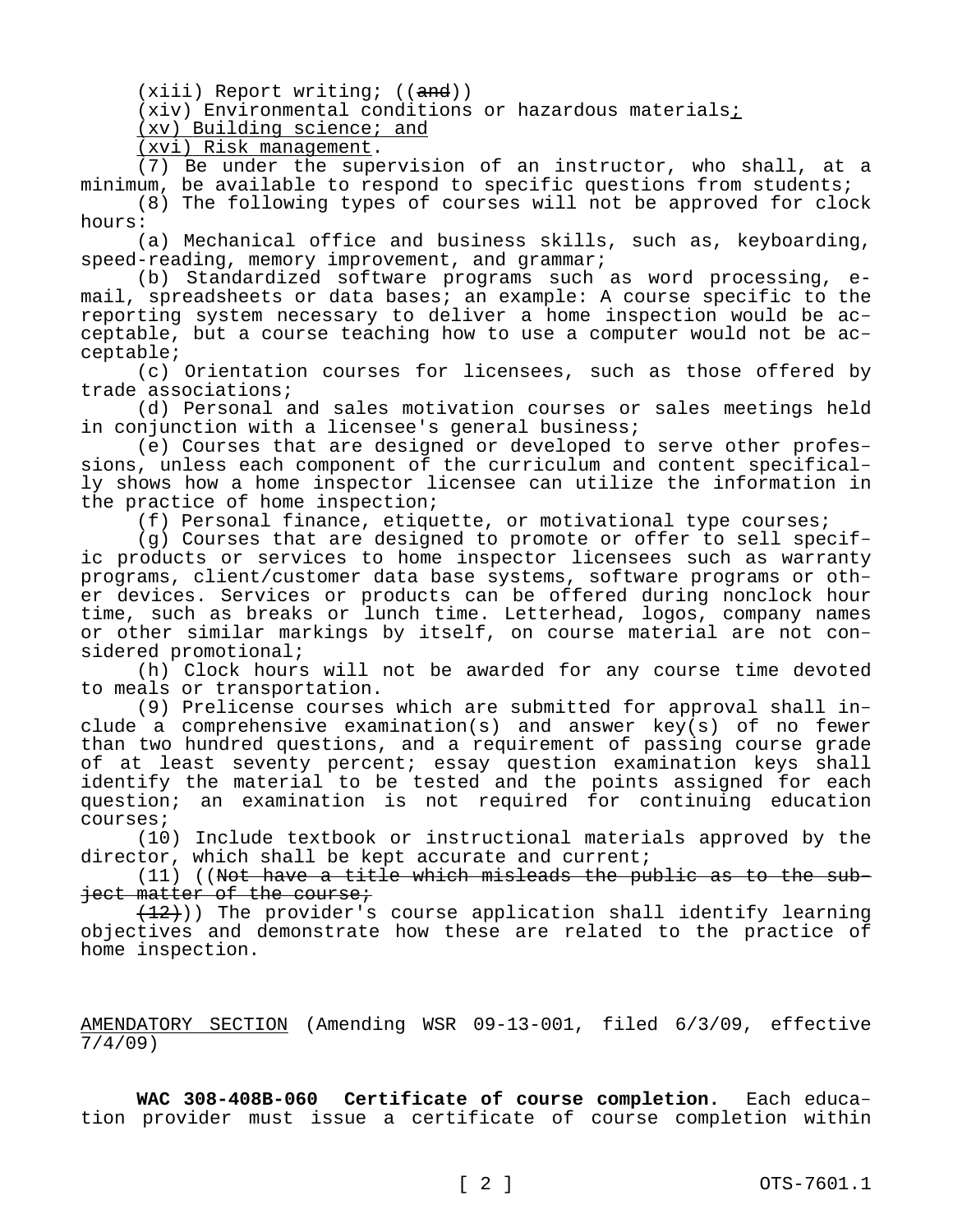(xiii) Report writing; ((~~and~~))

(xiv) Environmental conditions or hazardous materials<u>;</u>

<u>(xv) Building science; and</u>

<u>(xvi) Risk management</u>.

(7) Be under the supervision of an instructor, who shall, at a minimum, be available to respond to specific questions from students;

(8) The following types of courses will not be approved for clock hours:

(a) Mechanical office and business skills, such as, keyboarding, speed-reading, memory improvement, and grammar;

(b) Standardized software programs such as word processing, e-mail, spreadsheets or data bases; an example: A course specific to the reporting system necessary to deliver a home inspection would be acceptable, but a course teaching how to use a computer would not be acceptable;

(c) Orientation courses for licensees, such as those offered by trade associations;

(d) Personal and sales motivation courses or sales meetings held in conjunction with a licensee's general business;

(e) Courses that are designed or developed to serve other professions, unless each component of the curriculum and content specifically shows how a home inspector licensee can utilize the information in the practice of home inspection;

(f) Personal finance, etiquette, or motivational type courses;

(g) Courses that are designed to promote or offer to sell specific products or services to home inspector licensees such as warranty programs, client/customer data base systems, software programs or other devices. Services or products can be offered during nonclock hour time, such as breaks or lunch time. Letterhead, logos, company names or other similar markings by itself, on course material are not considered promotional;

(h) Clock hours will not be awarded for any course time devoted to meals or transportation.

(9) Prelicense courses which are submitted for approval shall include a comprehensive examination(s) and answer key(s) of no fewer than two hundred questions, and a requirement of passing course grade of at least seventy percent; essay question examination keys shall identify the material to be tested and the points assigned for each question; an examination is not required for continuing education courses;

(10) Include textbook or instructional materials approved by the director, which shall be kept accurate and current;

(11) ((~~Not have a title which misleads the public as to the subject matter of the course;~~

~~(12)~~)) The provider's course application shall identify learning objectives and demonstrate how these are related to the practice of home inspection.

<u>AMENDATORY SECTION</u> (Amending WSR 09-13-001, filed 6/3/09, effective 7/4/09)

**WAC 308-408B-060 Certificate of course completion.** Each education provider must issue a certificate of course completion within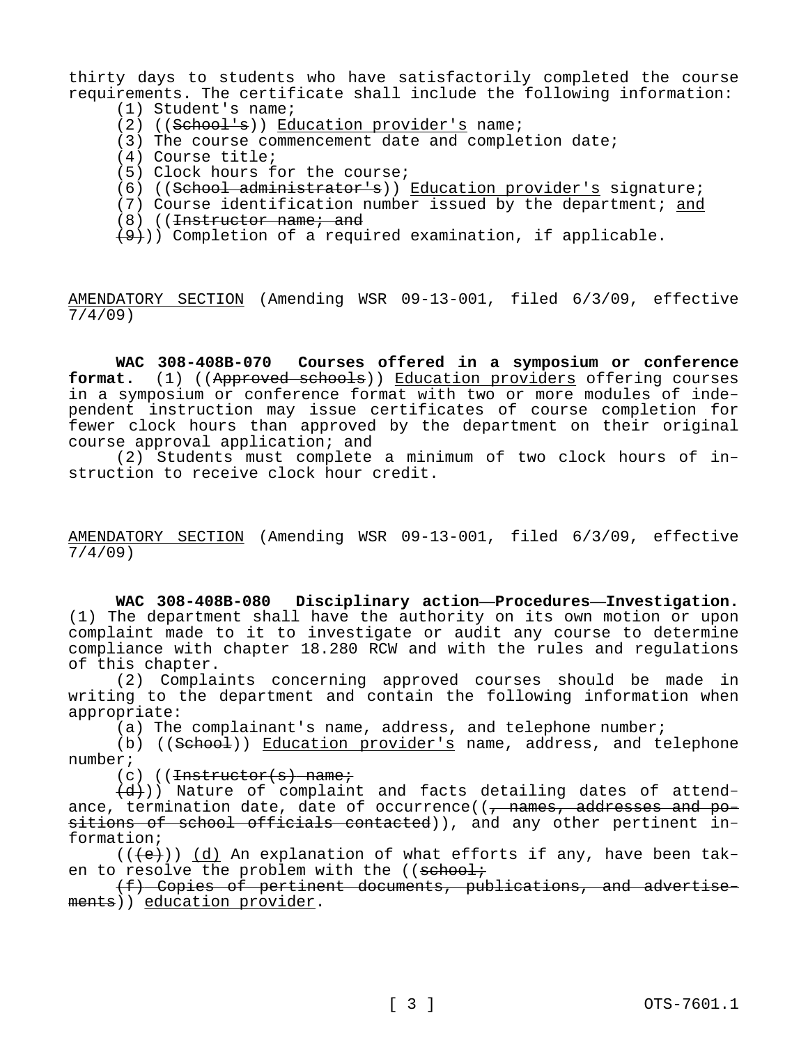thirty days to students who have satisfactorily completed the course requirements. The certificate shall include the following information:

(1) Student's name;

(2) ((~~School's~~)) <u>Education provider's</u> name;

(3) The course commencement date and completion date;

(4) Course title;

(5) Clock hours for the course;

(6) ((~~School administrator's~~)) <u>Education provider's</u> signature;

(7) Course identification number issued by the department; <u>and</u>

(8) ((~~Instructor name; and~~
~~(9)~~)) Completion of a required examination, if applicable.

<u>AMENDATORY SECTION</u> (Amending WSR 09-13-001, filed 6/3/09, effective 7/4/09)

**WAC 308-408B-070 Courses offered in a symposium or conference format.** (1) ((~~Approved schools~~)) <u>Education providers</u> offering courses in a symposium or conference format with two or more modules of independent instruction may issue certificates of course completion for fewer clock hours than approved by the department on their original course approval application; and

(2) Students must complete a minimum of two clock hours of instruction to receive clock hour credit.

<u>AMENDATORY SECTION</u> (Amending WSR 09-13-001, filed 6/3/09, effective 7/4/09)

**WAC 308-408B-080 Disciplinary action—Procedures—Investigation.** (1) The department shall have the authority on its own motion or upon complaint made to it to investigate or audit any course to determine compliance with chapter 18.280 RCW and with the rules and regulations of this chapter.

(2) Complaints concerning approved courses should be made in writing to the department and contain the following information when appropriate:

(a) The complainant's name, address, and telephone number;

(b) ((~~School~~)) <u>Education provider's</u> name, address, and telephone number;

(c) ((~~Instructor(s) name;~~
~~(d)~~)) Nature of complaint and facts detailing dates of attendance, termination date, date of occurrence((~~, names, addresses and positions of school officials contacted~~)), and any other pertinent information;

((~~(e)~~)) <u>(d)</u> An explanation of what efforts if any, have been taken to resolve the problem with the ((~~school;~~
~~(f) Copies of pertinent documents, publications, and advertisements~~)) <u>education provider</u>.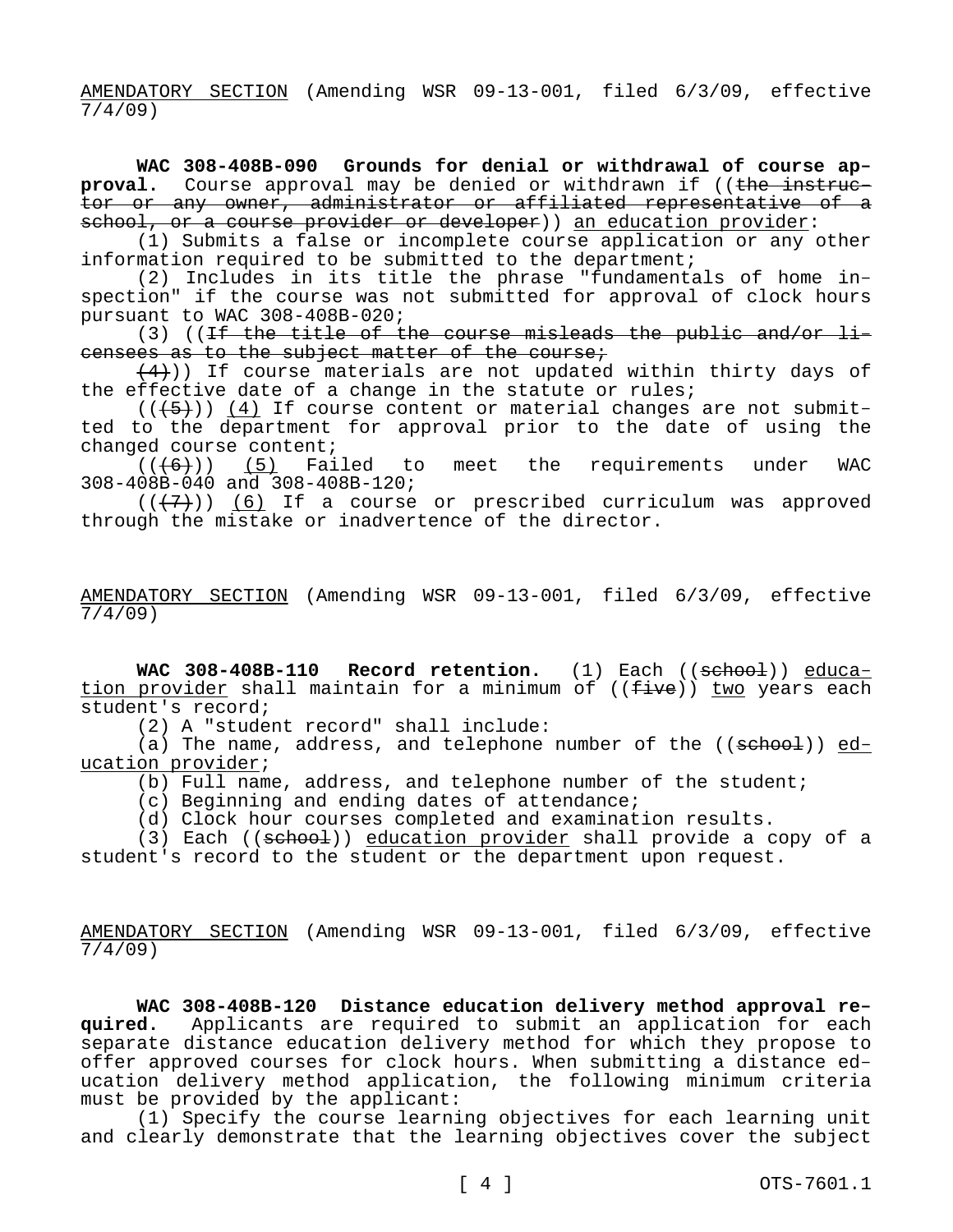AMENDATORY SECTION (Amending WSR 09-13-001, filed 6/3/09, effective 7/4/09)

**WAC 308-408B-090 Grounds for denial or withdrawal of course approval.** Course approval may be denied or withdrawn if ((~~the instructor or any owner, administrator or affiliated representative of a school, or a course provider or developer~~)) an education provider:

(1) Submits a false or incomplete course application or any other information required to be submitted to the department;

(2) Includes in its title the phrase "fundamentals of home inspection" if the course was not submitted for approval of clock hours pursuant to WAC 308-408B-020;

(3) ((~~If the title of the course misleads the public and/or licensees as to the subject matter of the course;~~

~~(4)~~)) If course materials are not updated within thirty days of the effective date of a change in the statute or rules;

((~~(5)~~)) (4) If course content or material changes are not submitted to the department for approval prior to the date of using the changed course content;

((~~(6)~~)) (5) Failed to meet the requirements under WAC 308-408B-040 and 308-408B-120;

((~~(7)~~)) (6) If a course or prescribed curriculum was approved through the mistake or inadvertence of the director.

AMENDATORY SECTION (Amending WSR 09-13-001, filed 6/3/09, effective 7/4/09)

**WAC 308-408B-110 Record retention.** (1) Each ((~~school~~)) education provider shall maintain for a minimum of ((~~five~~)) two years each student's record;

(2) A "student record" shall include:

(a) The name, address, and telephone number of the ((~~school~~)) education provider;

(b) Full name, address, and telephone number of the student;

(c) Beginning and ending dates of attendance;

(d) Clock hour courses completed and examination results.

(3) Each ((~~school~~)) education provider shall provide a copy of a student's record to the student or the department upon request.

AMENDATORY SECTION (Amending WSR 09-13-001, filed 6/3/09, effective 7/4/09)

**WAC 308-408B-120 Distance education delivery method approval required.** Applicants are required to submit an application for each separate distance education delivery method for which they propose to offer approved courses for clock hours. When submitting a distance education delivery method application, the following minimum criteria must be provided by the applicant:

(1) Specify the course learning objectives for each learning unit and clearly demonstrate that the learning objectives cover the subject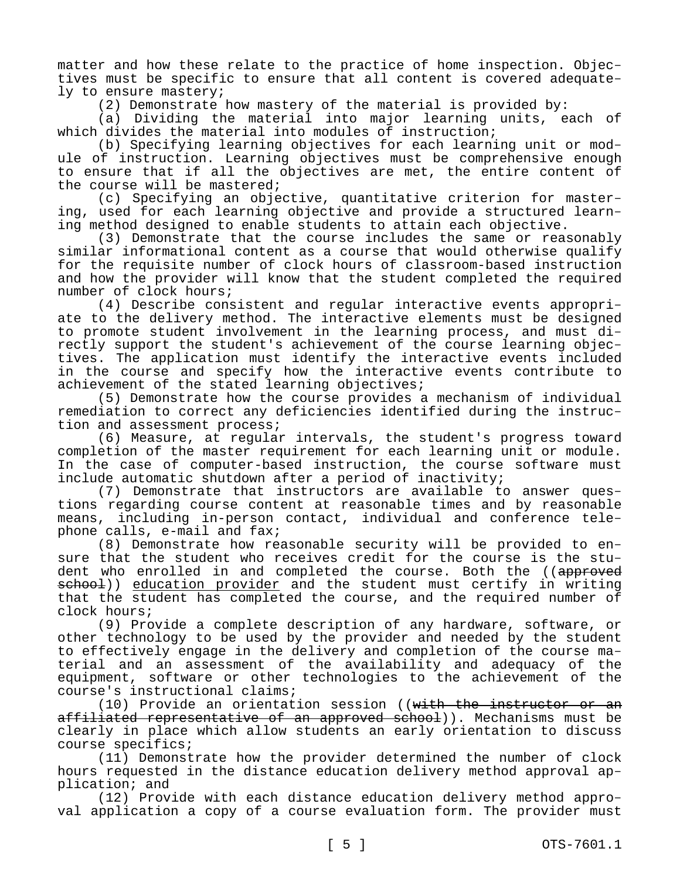matter and how these relate to the practice of home inspection. Objectives must be specific to ensure that all content is covered adequately to ensure mastery;

(2) Demonstrate how mastery of the material is provided by:

(a) Dividing the material into major learning units, each of which divides the material into modules of instruction;

(b) Specifying learning objectives for each learning unit or module of instruction. Learning objectives must be comprehensive enough to ensure that if all the objectives are met, the entire content of the course will be mastered;

(c) Specifying an objective, quantitative criterion for mastering, used for each learning objective and provide a structured learning method designed to enable students to attain each objective.

(3) Demonstrate that the course includes the same or reasonably similar informational content as a course that would otherwise qualify for the requisite number of clock hours of classroom-based instruction and how the provider will know that the student completed the required number of clock hours;

(4) Describe consistent and regular interactive events appropriate to the delivery method. The interactive elements must be designed to promote student involvement in the learning process, and must directly support the student's achievement of the course learning objectives. The application must identify the interactive events included in the course and specify how the interactive events contribute to achievement of the stated learning objectives;

(5) Demonstrate how the course provides a mechanism of individual remediation to correct any deficiencies identified during the instruction and assessment process;

(6) Measure, at regular intervals, the student's progress toward completion of the master requirement for each learning unit or module. In the case of computer-based instruction, the course software must include automatic shutdown after a period of inactivity;

(7) Demonstrate that instructors are available to answer questions regarding course content at reasonable times and by reasonable means, including in-person contact, individual and conference telephone calls, e-mail and fax;

(8) Demonstrate how reasonable security will be provided to ensure that the student who receives credit for the course is the student who enrolled in and completed the course. Both the ((~~approved school~~)) <u>education provider</u> and the student must certify in writing that the student has completed the course, and the required number of clock hours;

(9) Provide a complete description of any hardware, software, or other technology to be used by the provider and needed by the student to effectively engage in the delivery and completion of the course material and an assessment of the availability and adequacy of the equipment, software or other technologies to the achievement of the course's instructional claims;

(10) Provide an orientation session ((~~with the instructor or an affiliated representative of an approved school~~)). Mechanisms must be clearly in place which allow students an early orientation to discuss course specifics;

(11) Demonstrate how the provider determined the number of clock hours requested in the distance education delivery method approval application; and

(12) Provide with each distance education delivery method approval application a copy of a course evaluation form. The provider must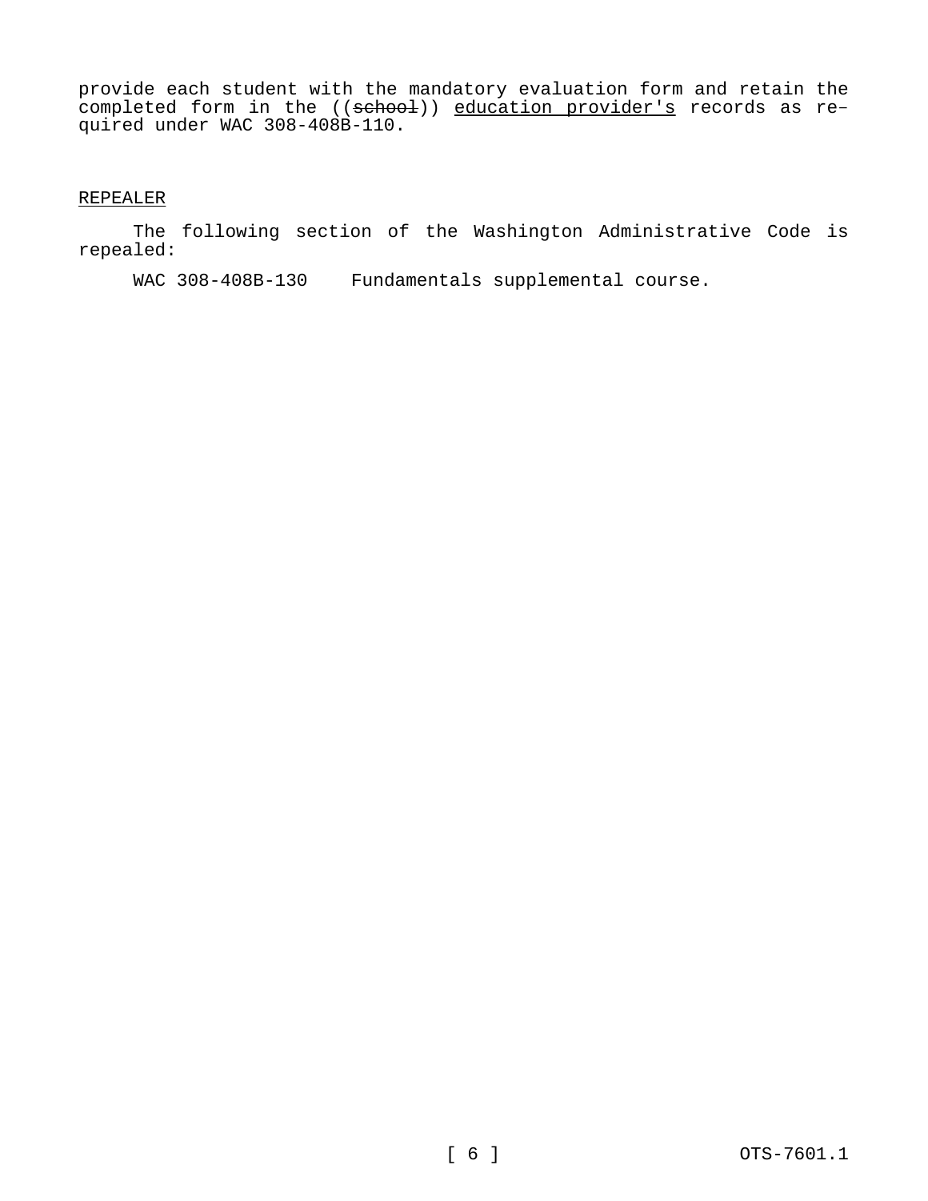provide each student with the mandatory evaluation form and retain the completed form in the ((~~school~~)) <u>education provider's</u> records as required under WAC 308-408B-110.

<u>REPEALER</u>

The following section of the Washington Administrative Code is repealed:

WAC 308-408B-130    Fundamentals supplemental course.